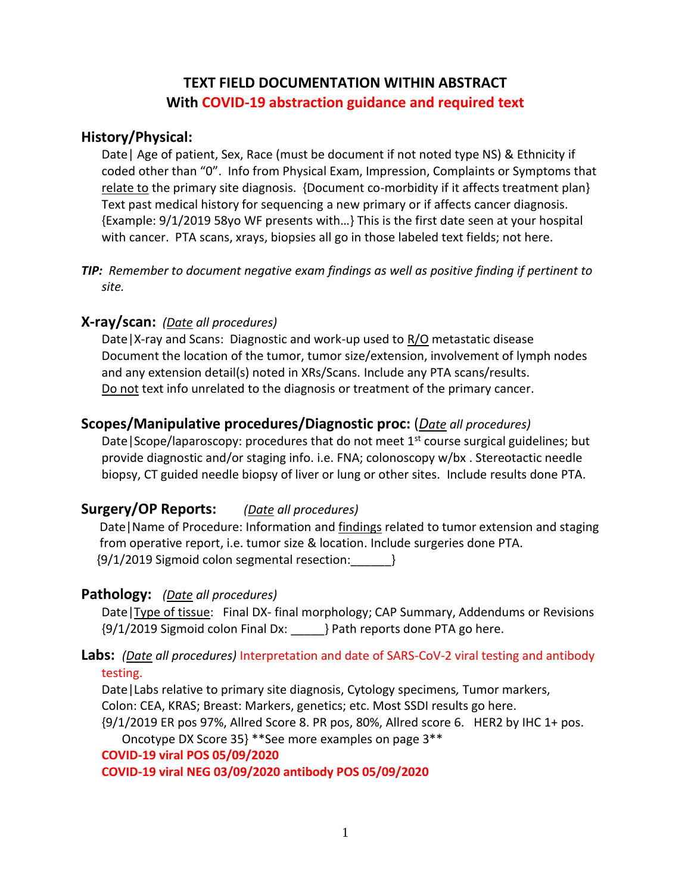# TEXT FIELD DOCUMENTATION WITHIN ABSTRACT
## With COVID-19 abstraction guidance and required text

### History/Physical:

Date| Age of patient, Sex, Race (must be document if not noted type NS) & Ethnicity if coded other than "0". Info from Physical Exam, Impression, Complaints or Symptoms that relate to the primary site diagnosis. {Document co-morbidity if it affects treatment plan} Text past medical history for sequencing a new primary or if affects cancer diagnosis. {Example: 9/1/2019 58yo WF presents with…} This is the first date seen at your hospital with cancer. PTA scans, xrays, biopsies all go in those labeled text fields; not here.

***TIP:** Remember to document negative exam findings as well as positive finding if pertinent to site.*

### X-ray/scan: *(Date all procedures)*

Date|X-ray and Scans: Diagnostic and work-up used to R/O metastatic disease Document the location of the tumor, tumor size/extension, involvement of lymph nodes and any extension detail(s) noted in XRs/Scans. Include any PTA scans/results. Do not text info unrelated to the diagnosis or treatment of the primary cancer.

### Scopes/Manipulative procedures/Diagnostic proc: *(Date all procedures)*

Date|Scope/laparoscopy: procedures that do not meet 1st course surgical guidelines; but provide diagnostic and/or staging info. i.e. FNA; colonoscopy w/bx . Stereotactic needle biopsy, CT guided needle biopsy of liver or lung or other sites. Include results done PTA.

### Surgery/OP Reports: *(Date all procedures)*

Date|Name of Procedure: Information and findings related to tumor extension and staging from operative report, i.e. tumor size & location. Include surgeries done PTA. {9/1/2019 Sigmoid colon segmental resection:______}

### Pathology: *(Date all procedures)*

Date|Type of tissue: Final DX- final morphology; CAP Summary, Addendums or Revisions {9/1/2019 Sigmoid colon Final Dx: _____} Path reports done PTA go here.

### Labs: *(Date all procedures)* Interpretation and date of SARS-CoV-2 viral testing and antibody testing.

Date|Labs relative to primary site diagnosis, Cytology specimens, Tumor markers, Colon: CEA, KRAS; Breast: Markers, genetics; etc. Most SSDI results go here. {9/1/2019 ER pos 97%, Allred Score 8. PR pos, 80%, Allred score 6. HER2 by IHC 1+ pos. Oncotype DX Score 35} **See more examples on page 3**

**COVID-19 viral POS 05/09/2020**

**COVID-19 viral NEG 03/09/2020 antibody POS 05/09/2020**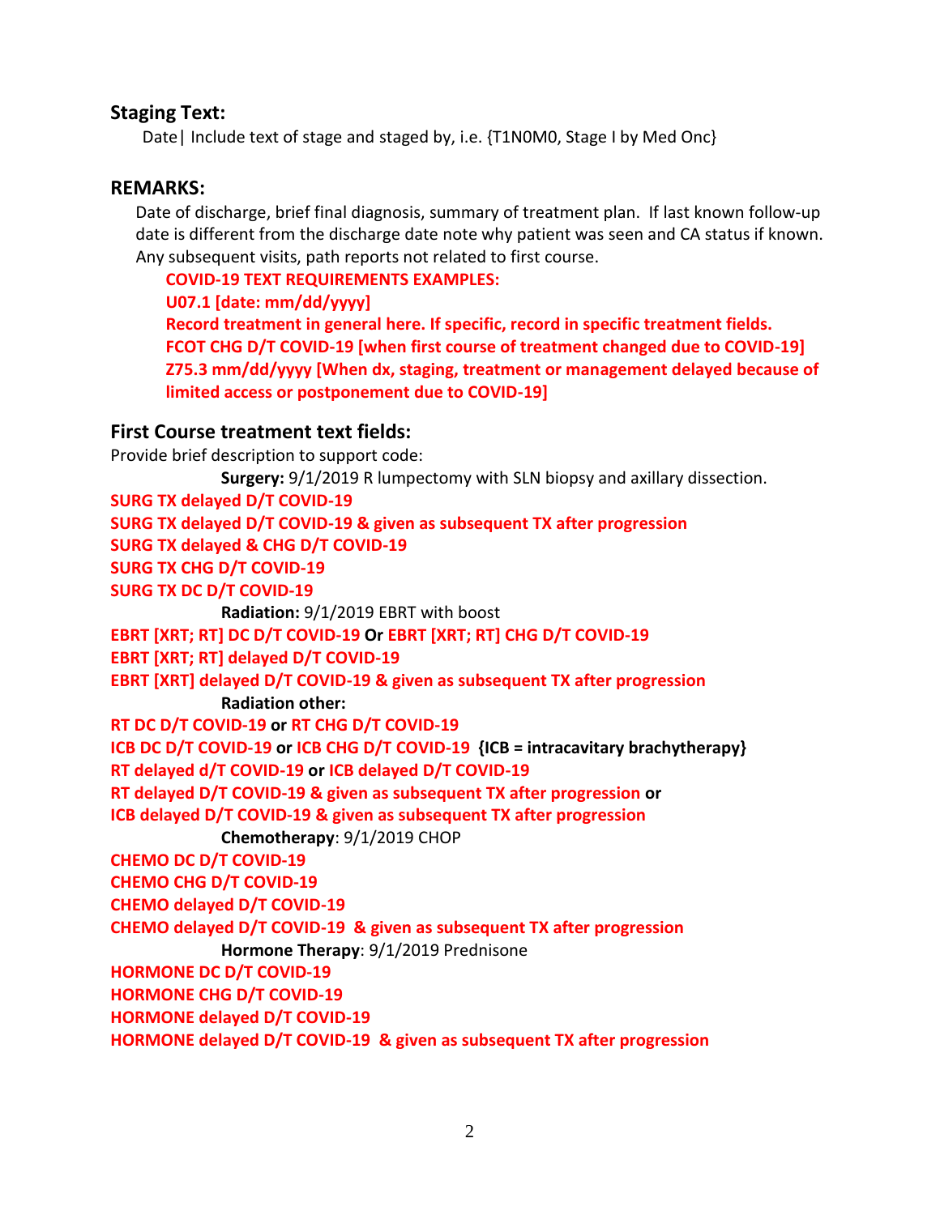## Staging Text:

Date| Include text of stage and staged by, i.e. {T1N0M0, Stage I by Med Onc}

## REMARKS:

Date of discharge, brief final diagnosis, summary of treatment plan. If last known follow-up date is different from the discharge date note why patient was seen and CA status if known. Any subsequent visits, path reports not related to first course.

**COVID-19 TEXT REQUIREMENTS EXAMPLES:**

**U07.1 [date: mm/dd/yyyy]**

**Record treatment in general here. If specific, record in specific treatment fields.**

**FCOT CHG D/T COVID-19 [when first course of treatment changed due to COVID-19]**

**Z75.3 mm/dd/yyyy [When dx, staging, treatment or management delayed because of limited access or postponement due to COVID-19]**

## First Course treatment text fields:

Provide brief description to support code:

**Surgery:** 9/1/2019 R lumpectomy with SLN biopsy and axillary dissection.

**SURG TX delayed D/T COVID-19**

**SURG TX delayed D/T COVID-19 & given as subsequent TX after progression**

**SURG TX delayed & CHG D/T COVID-19**

**SURG TX CHG D/T COVID-19**

**SURG TX DC D/T COVID-19**

**Radiation:** 9/1/2019 EBRT with boost

**EBRT [XRT; RT] DC D/T COVID-19 Or EBRT [XRT; RT] CHG D/T COVID-19**

**EBRT [XRT; RT] delayed D/T COVID-19**

**EBRT [XRT] delayed D/T COVID-19 & given as subsequent TX after progression**

**Radiation other:**

**RT DC D/T COVID-19 or RT CHG D/T COVID-19**

**ICB DC D/T COVID-19 or ICB CHG D/T COVID-19 {ICB = intracavitary brachytherapy}**

**RT delayed d/T COVID-19 or ICB delayed D/T COVID-19**

**RT delayed D/T COVID-19 & given as subsequent TX after progression or**

**ICB delayed D/T COVID-19 & given as subsequent TX after progression**

**Chemotherapy**: 9/1/2019 CHOP

**CHEMO DC D/T COVID-19**

**CHEMO CHG D/T COVID-19**

**CHEMO delayed D/T COVID-19**

**CHEMO delayed D/T COVID-19 & given as subsequent TX after progression**

**Hormone Therapy**: 9/1/2019 Prednisone

**HORMONE DC D/T COVID-19**

**HORMONE CHG D/T COVID-19**

**HORMONE delayed D/T COVID-19**

**HORMONE delayed D/T COVID-19 & given as subsequent TX after progression**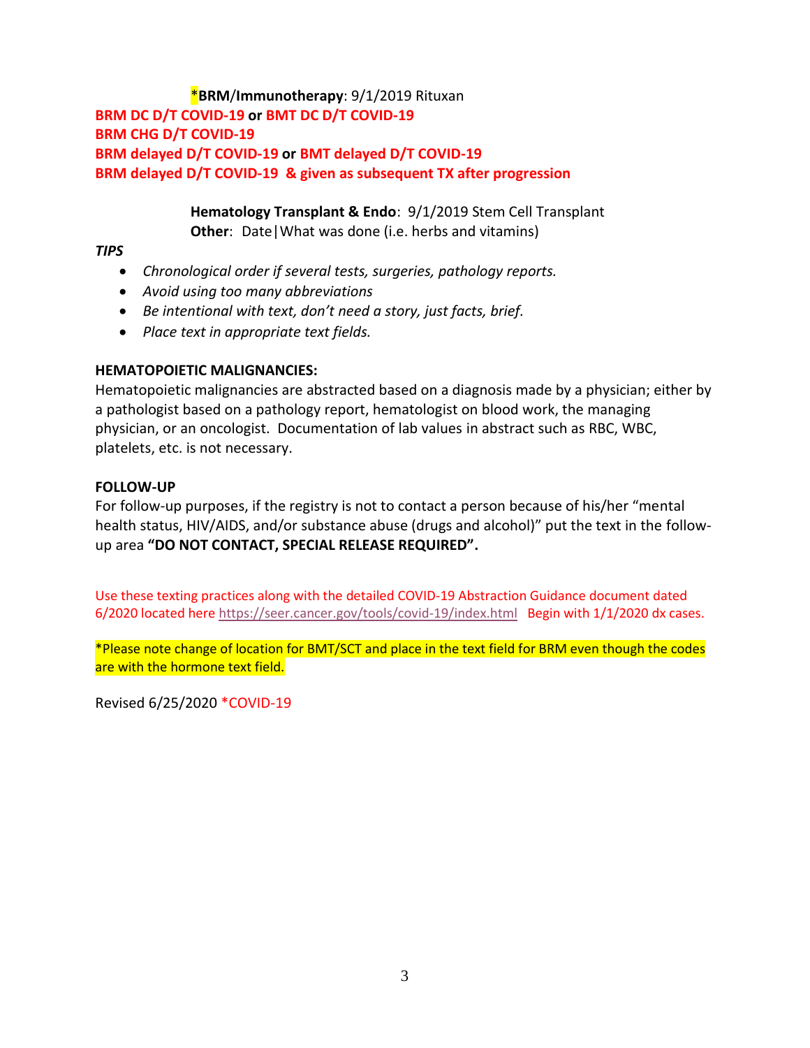***BRM/Immunotherapy**: 9/1/2019 Rituxan

**BRM DC D/T COVID-19 or BMT DC D/T COVID-19**

**BRM CHG D/T COVID-19**

**BRM delayed D/T COVID-19 or BMT delayed D/T COVID-19**

**BRM delayed D/T COVID-19 & given as subsequent TX after progression**

**Hematology Transplant & Endo**: 9/1/2019 Stem Cell Transplant

**Other**: Date|What was done (i.e. herbs and vitamins)

***TIPS***

- *Chronological order if several tests, surgeries, pathology reports.*
- *Avoid using too many abbreviations*
- *Be intentional with text, don't need a story, just facts, brief.*
- *Place text in appropriate text fields.*

**HEMATOPOIETIC MALIGNANCIES:**

Hematopoietic malignancies are abstracted based on a diagnosis made by a physician; either by a pathologist based on a pathology report, hematologist on blood work, the managing physician, or an oncologist. Documentation of lab values in abstract such as RBC, WBC, platelets, etc. is not necessary.

**FOLLOW-UP**

For follow-up purposes, if the registry is not to contact a person because of his/her "mental health status, HIV/AIDS, and/or substance abuse (drugs and alcohol)" put the text in the follow-up area **"DO NOT CONTACT, SPECIAL RELEASE REQUIRED".**

Use these texting practices along with the detailed COVID-19 Abstraction Guidance document dated 6/2020 located here https://seer.cancer.gov/tools/covid-19/index.html Begin with 1/1/2020 dx cases.

*Please note change of location for BMT/SCT and place in the text field for BRM even though the codes are with the hormone text field.

Revised 6/25/2020 *COVID-19